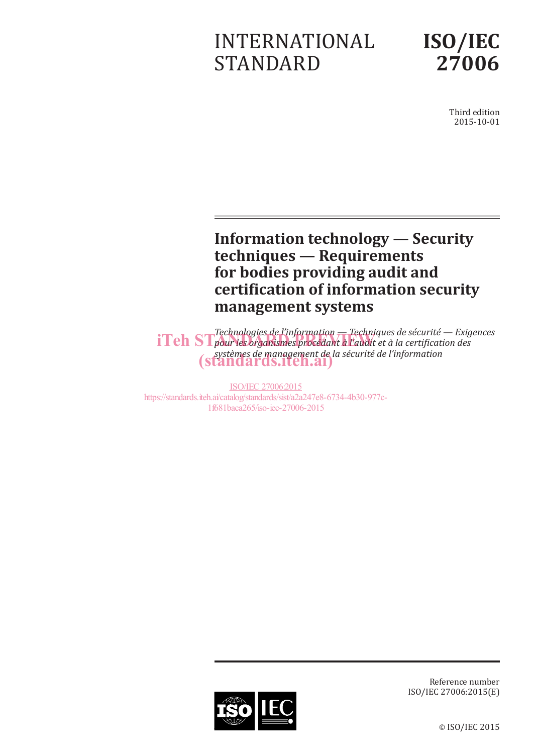# INTERNATIONAL STANDARD

# ISO/IEC 27006

Third edition
2015-10-01

## Information technology — Security techniques — Requirements for bodies providing audit and certification of information security management systems

*Technologies de l'information — Techniques de sécurité — Exigences pour les organismes procédant à l'audit et à la certification des systèmes de management de la sécurité de l'information*

iTeh STANDARD PREVIEW
(standards.iteh.ai)

ISO/IEC 27006:2015
https://standards.iteh.ai/catalog/standards/sist/a2a247e8-6734-4b30-977c-1f681baca265/iso-iec-27006-2015

Reference number
ISO/IEC 27006:2015(E)

© ISO/IEC 2015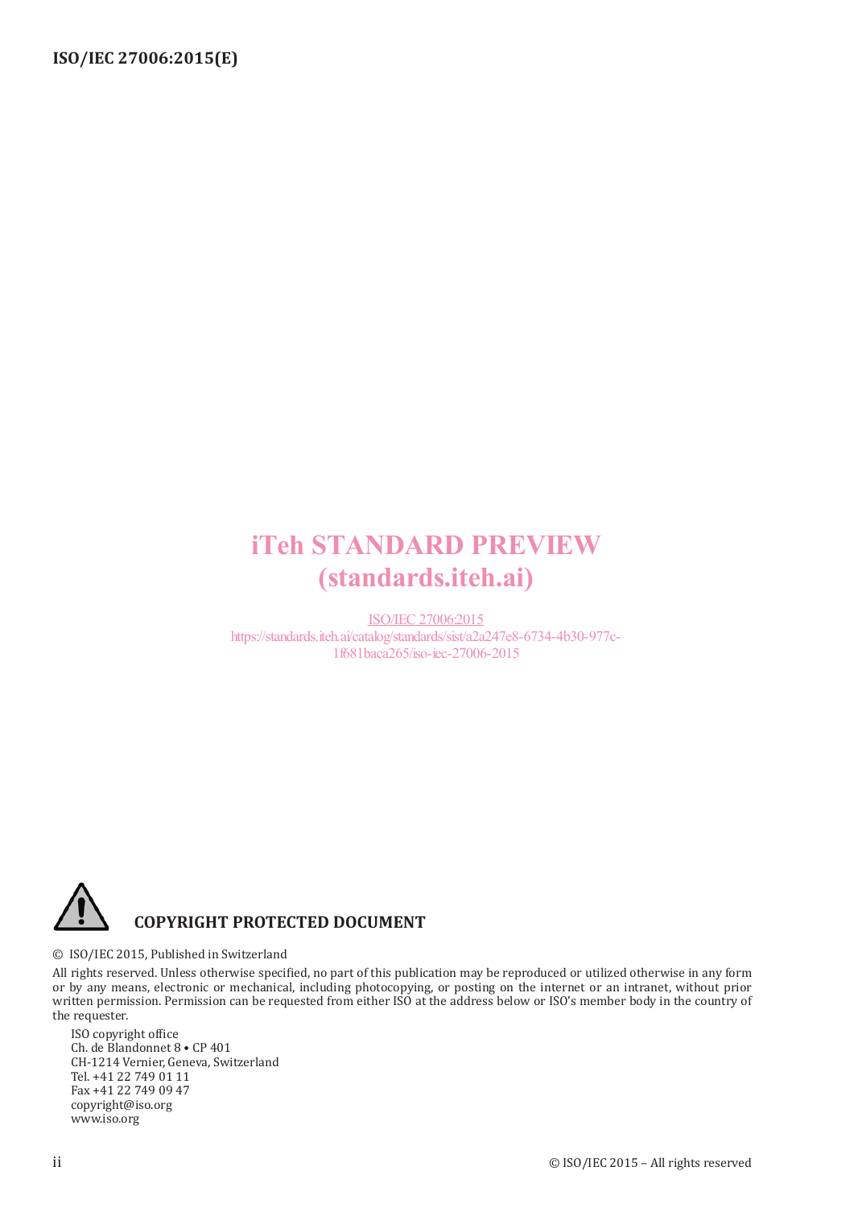iTeh STANDARD PREVIEW
(standards.iteh.ai)

ISO/IEC 27006:2015
https://standards.iteh.ai/catalog/standards/sist/a2a247e8-6734-4b30-977c-1f681baca265/iso-iec-27006-2015

**COPYRIGHT PROTECTED DOCUMENT**

© ISO/IEC 2015, Published in Switzerland

All rights reserved. Unless otherwise specified, no part of this publication may be reproduced or utilized otherwise in any form or by any means, electronic or mechanical, including photocopying, or posting on the internet or an intranet, without prior written permission. Permission can be requested from either ISO at the address below or ISO's member body in the country of the requester.

ISO copyright office
Ch. de Blandonnet 8 • CP 401
CH-1214 Vernier, Geneva, Switzerland
Tel. +41 22 749 01 11
Fax +41 22 749 09 47
copyright@iso.org
www.iso.org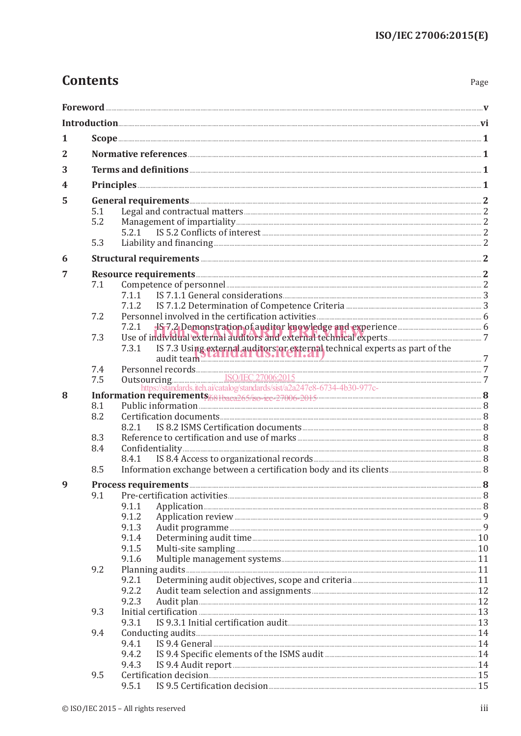# Contents

| | | Page |
|---|---|---|
| **Foreword** | | **v** |
| **Introduction** | | **vi** |
| **1** | **Scope** | **1** |
| **2** | **Normative references** | **1** |
| **3** | **Terms and definitions** | **1** |
| **4** | **Principles** | **1** |
| **5** | **General requirements** | **2** |
| 5.1 | Legal and contractual matters | 2 |
| 5.2 | Management of impartiality | 2 |
| 5.2.1 | IS 5.2 Conflicts of interest | 2 |
| 5.3 | Liability and financing | 2 |
| **6** | **Structural requirements** | **2** |
| **7** | **Resource requirements** | **2** |
| 7.1 | Competence of personnel | 2 |
| 7.1.1 | IS 7.1.1 General considerations | 3 |
| 7.1.2 | IS 7.1.2 Determination of Competence Criteria | 3 |
| 7.2 | Personnel involved in the certification activities | 6 |
| 7.2.1 | IS 7.2 Demonstration of auditor knowledge and experience | 6 |
| 7.3 | Use of individual external auditors and external technical experts | 7 |
| 7.3.1 | IS 7.3 Using external auditors or external technical experts as part of the audit team | 7 |
| 7.4 | Personnel records | 7 |
| 7.5 | Outsourcing | 7 |
| **8** | **Information requirements** | **8** |
| 8.1 | Public information | 8 |
| 8.2 | Certification documents | 8 |
| 8.2.1 | IS 8.2 ISMS Certification documents | 8 |
| 8.3 | Reference to certification and use of marks | 8 |
| 8.4 | Confidentiality | 8 |
| 8.4.1 | IS 8.4 Access to organizational records | 8 |
| 8.5 | Information exchange between a certification body and its clients | 8 |
| **9** | **Process requirements** | **8** |
| 9.1 | Pre-certification activities | 8 |
| 9.1.1 | Application | 8 |
| 9.1.2 | Application review | 9 |
| 9.1.3 | Audit programme | 9 |
| 9.1.4 | Determining audit time | 10 |
| 9.1.5 | Multi-site sampling | 10 |
| 9.1.6 | Multiple management systems | 11 |
| 9.2 | Planning audits | 11 |
| 9.2.1 | Determining audit objectives, scope and criteria | 11 |
| 9.2.2 | Audit team selection and assignments | 12 |
| 9.2.3 | Audit plan | 12 |
| 9.3 | Initial certification | 13 |
| 9.3.1 | IS 9.3.1 Initial certification audit | 13 |
| 9.4 | Conducting audits | 14 |
| 9.4.1 | IS 9.4 General | 14 |
| 9.4.2 | IS 9.4 Specific elements of the ISMS audit | 14 |
| 9.4.3 | IS 9.4 Audit report | 14 |
| 9.5 | Certification decision | 15 |
| 9.5.1 | IS 9.5 Certification decision | 15 |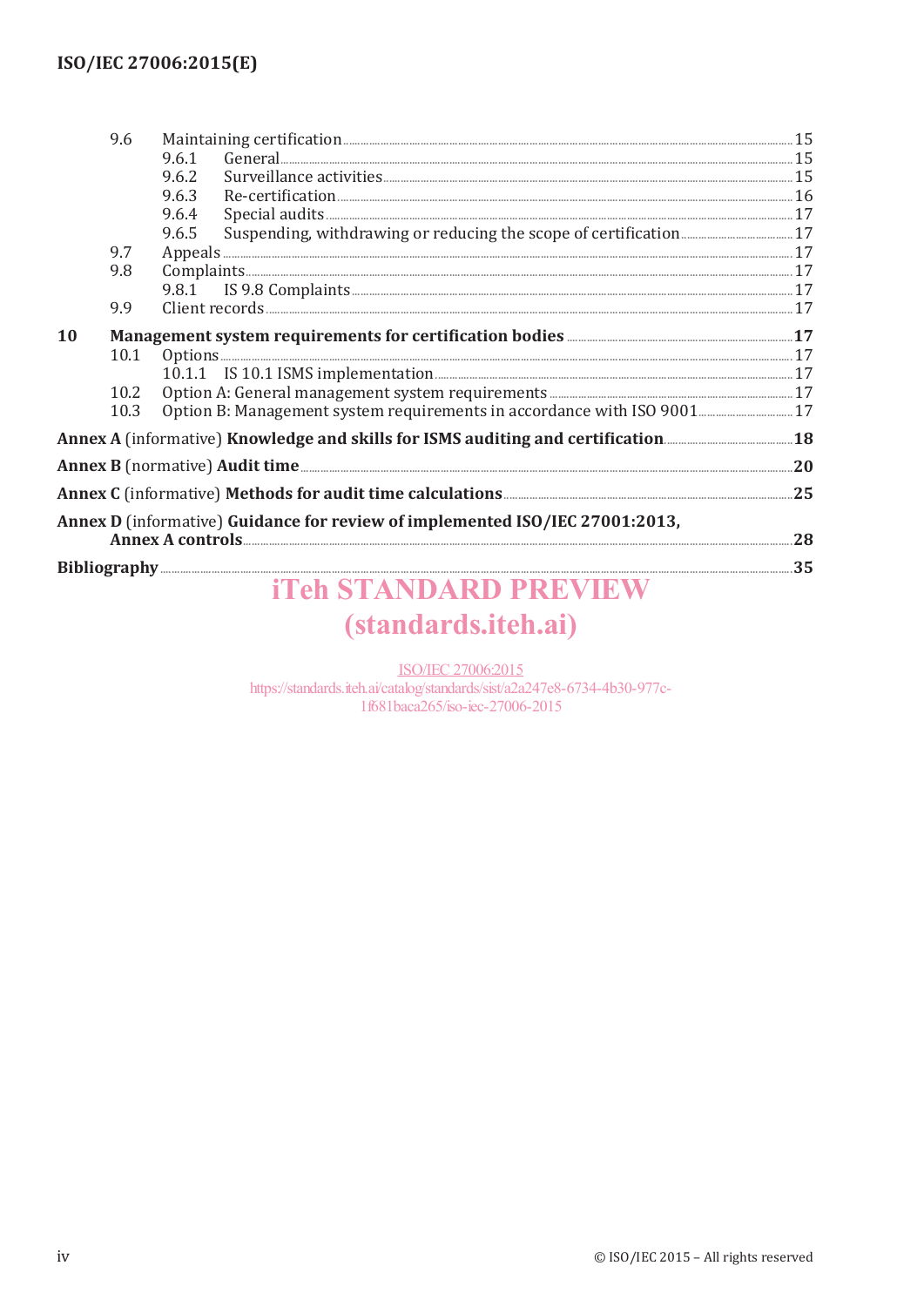9.6 Maintaining certification ..... 15
  9.6.1 General ..... 15
  9.6.2 Surveillance activities ..... 15
  9.6.3 Re-certification ..... 16
  9.6.4 Special audits ..... 17
  9.6.5 Suspending, withdrawing or reducing the scope of certification ..... 17
9.7 Appeals ..... 17
9.8 Complaints ..... 17
  9.8.1 IS 9.8 Complaints ..... 17
9.9 Client records ..... 17

**10 Management system requirements for certification bodies ..... 17**
10.1 Options ..... 17
  10.1.1 IS 10.1 ISMS implementation ..... 17
10.2 Option A: General management system requirements ..... 17
10.3 Option B: Management system requirements in accordance with ISO 9001 ..... 17

**Annex A** (informative) **Knowledge and skills for ISMS auditing and certification ..... 18**

**Annex B** (normative) **Audit time ..... 20**

**Annex C** (informative) **Methods for audit time calculations ..... 25**

**Annex D** (informative) **Guidance for review of implemented ISO/IEC 27001:2013, Annex A controls ..... 28**

**Bibliography ..... 35**

iTeh STANDARD PREVIEW
(standards.iteh.ai)

ISO/IEC 27006:2015
https://standards.iteh.ai/catalog/standards/sist/a2a247e8-6734-4b30-977c-1f681baca265/iso-iec-27006-2015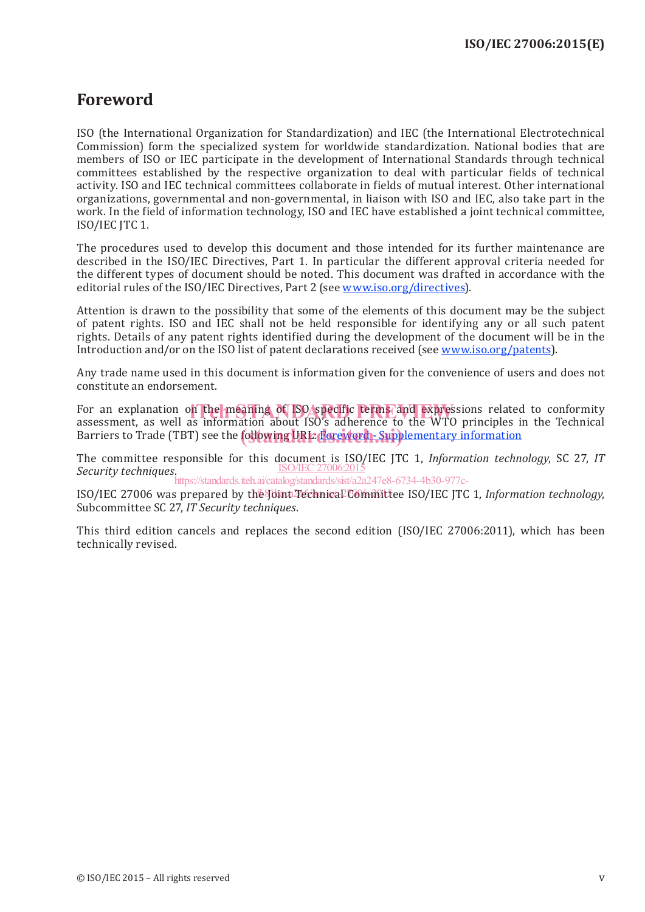# Foreword

ISO (the International Organization for Standardization) and IEC (the International Electrotechnical Commission) form the specialized system for worldwide standardization. National bodies that are members of ISO or IEC participate in the development of International Standards through technical committees established by the respective organization to deal with particular fields of technical activity. ISO and IEC technical committees collaborate in fields of mutual interest. Other international organizations, governmental and non-governmental, in liaison with ISO and IEC, also take part in the work. In the field of information technology, ISO and IEC have established a joint technical committee, ISO/IEC JTC 1.

The procedures used to develop this document and those intended for its further maintenance are described in the ISO/IEC Directives, Part 1. In particular the different approval criteria needed for the different types of document should be noted. This document was drafted in accordance with the editorial rules of the ISO/IEC Directives, Part 2 (see www.iso.org/directives).

Attention is drawn to the possibility that some of the elements of this document may be the subject of patent rights. ISO and IEC shall not be held responsible for identifying any or all such patent rights. Details of any patent rights identified during the development of the document will be in the Introduction and/or on the ISO list of patent declarations received (see www.iso.org/patents).

Any trade name used in this document is information given for the convenience of users and does not constitute an endorsement.

For an explanation on the meaning of ISO specific terms and expressions related to conformity assessment, as well as information about ISO's adherence to the WTO principles in the Technical Barriers to Trade (TBT) see the following URL: Foreword - Supplementary information

The committee responsible for this document is ISO/IEC JTC 1, *Information technology*, SC 27, *IT Security techniques*.

ISO/IEC 27006 was prepared by the Joint Technical Committee ISO/IEC JTC 1, *Information technology*, Subcommittee SC 27, *IT Security techniques*.

This third edition cancels and replaces the second edition (ISO/IEC 27006:2011), which has been technically revised.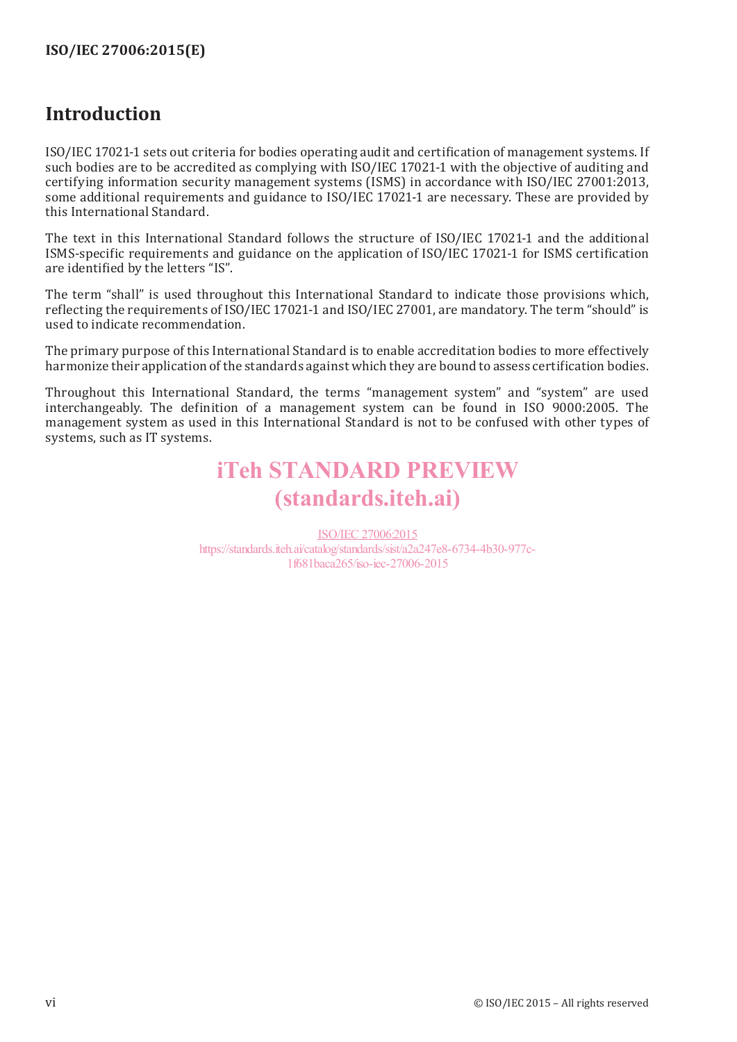# Introduction

ISO/IEC 17021-1 sets out criteria for bodies operating audit and certification of management systems. If such bodies are to be accredited as complying with ISO/IEC 17021-1 with the objective of auditing and certifying information security management systems (ISMS) in accordance with ISO/IEC 27001:2013, some additional requirements and guidance to ISO/IEC 17021-1 are necessary. These are provided by this International Standard.

The text in this International Standard follows the structure of ISO/IEC 17021-1 and the additional ISMS-specific requirements and guidance on the application of ISO/IEC 17021-1 for ISMS certification are identified by the letters "IS".

The term "shall" is used throughout this International Standard to indicate those provisions which, reflecting the requirements of ISO/IEC 17021-1 and ISO/IEC 27001, are mandatory. The term "should" is used to indicate recommendation.

The primary purpose of this International Standard is to enable accreditation bodies to more effectively harmonize their application of the standards against which they are bound to assess certification bodies.

Throughout this International Standard, the terms "management system" and "system" are used interchangeably. The definition of a management system can be found in ISO 9000:2005. The management system as used in this International Standard is not to be confused with other types of systems, such as IT systems.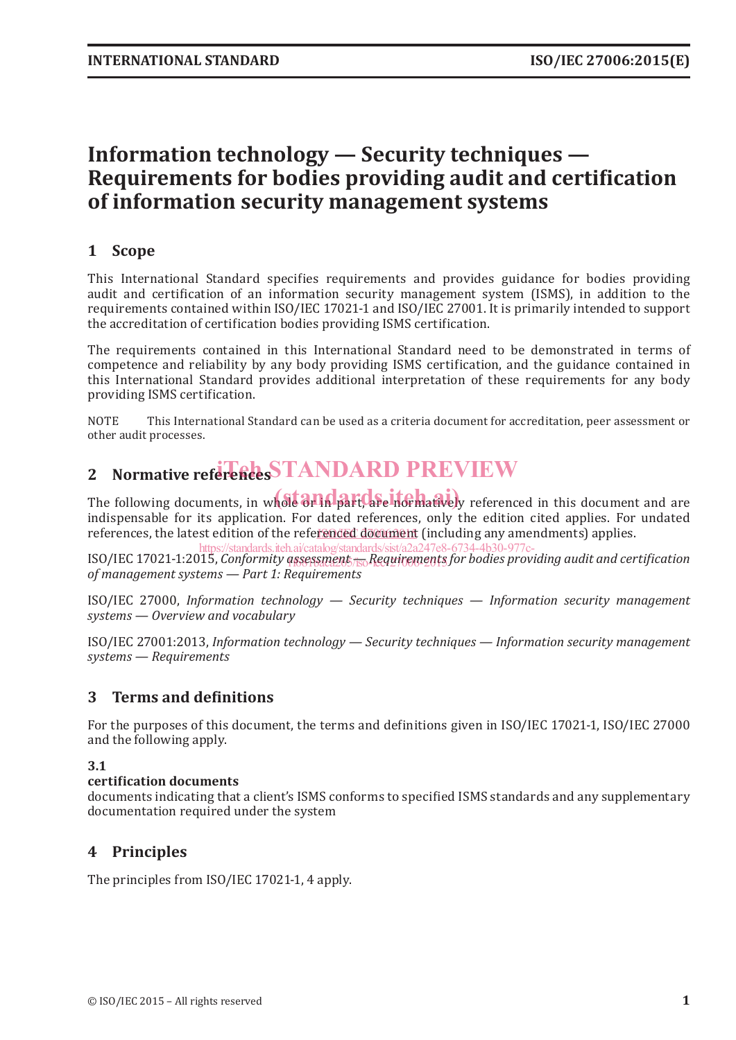# Information technology — Security techniques — Requirements for bodies providing audit and certification of information security management systems

## 1 Scope

This International Standard specifies requirements and provides guidance for bodies providing audit and certification of an information security management system (ISMS), in addition to the requirements contained within ISO/IEC 17021-1 and ISO/IEC 27001. It is primarily intended to support the accreditation of certification bodies providing ISMS certification.

The requirements contained in this International Standard need to be demonstrated in terms of competence and reliability by any body providing ISMS certification, and the guidance contained in this International Standard provides additional interpretation of these requirements for any body providing ISMS certification.

NOTE This International Standard can be used as a criteria document for accreditation, peer assessment or other audit processes.

## 2 Normative references

The following documents, in whole or in part, are normatively referenced in this document and are indispensable for its application. For dated references, only the edition cited applies. For undated references, the latest edition of the referenced document (including any amendments) applies.

ISO/IEC 17021-1:2015, *Conformity assessment — Requirements for bodies providing audit and certification of management systems — Part 1: Requirements*

ISO/IEC 27000, *Information technology — Security techniques — Information security management systems — Overview and vocabulary*

ISO/IEC 27001:2013, *Information technology — Security techniques — Information security management systems — Requirements*

## 3 Terms and definitions

For the purposes of this document, the terms and definitions given in ISO/IEC 17021-1, ISO/IEC 27000 and the following apply.

**3.1**
**certification documents**
documents indicating that a client's ISMS conforms to specified ISMS standards and any supplementary documentation required under the system

## 4 Principles

The principles from ISO/IEC 17021-1, 4 apply.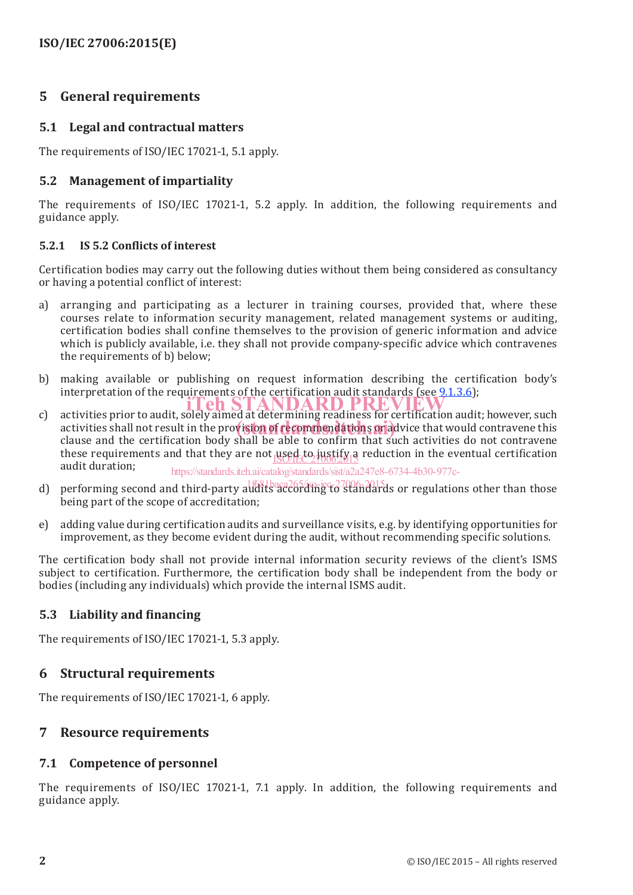## 5 General requirements

### 5.1 Legal and contractual matters

The requirements of ISO/IEC 17021-1, 5.1 apply.

### 5.2 Management of impartiality

The requirements of ISO/IEC 17021-1, 5.2 apply. In addition, the following requirements and guidance apply.

#### 5.2.1 IS 5.2 Conflicts of interest

Certification bodies may carry out the following duties without them being considered as consultancy or having a potential conflict of interest:

a) arranging and participating as a lecturer in training courses, provided that, where these courses relate to information security management, related management systems or auditing, certification bodies shall confine themselves to the provision of generic information and advice which is publicly available, i.e. they shall not provide company-specific advice which contravenes the requirements of b) below;

b) making available or publishing on request information describing the certification body's interpretation of the requirements of the certification audit standards (see 9.1.3.6);

c) activities prior to audit, solely aimed at determining readiness for certification audit; however, such activities shall not result in the provision of recommendations or advice that would contravene this clause and the certification body shall be able to confirm that such activities do not contravene these requirements and that they are not used to justify a reduction in the eventual certification audit duration;

d) performing second and third-party audits according to standards or regulations other than those being part of the scope of accreditation;

e) adding value during certification audits and surveillance visits, e.g. by identifying opportunities for improvement, as they become evident during the audit, without recommending specific solutions.

The certification body shall not provide internal information security reviews of the client's ISMS subject to certification. Furthermore, the certification body shall be independent from the body or bodies (including any individuals) which provide the internal ISMS audit.

### 5.3 Liability and financing

The requirements of ISO/IEC 17021-1, 5.3 apply.

## 6 Structural requirements

The requirements of ISO/IEC 17021-1, 6 apply.

## 7 Resource requirements

### 7.1 Competence of personnel

The requirements of ISO/IEC 17021-1, 7.1 apply. In addition, the following requirements and guidance apply.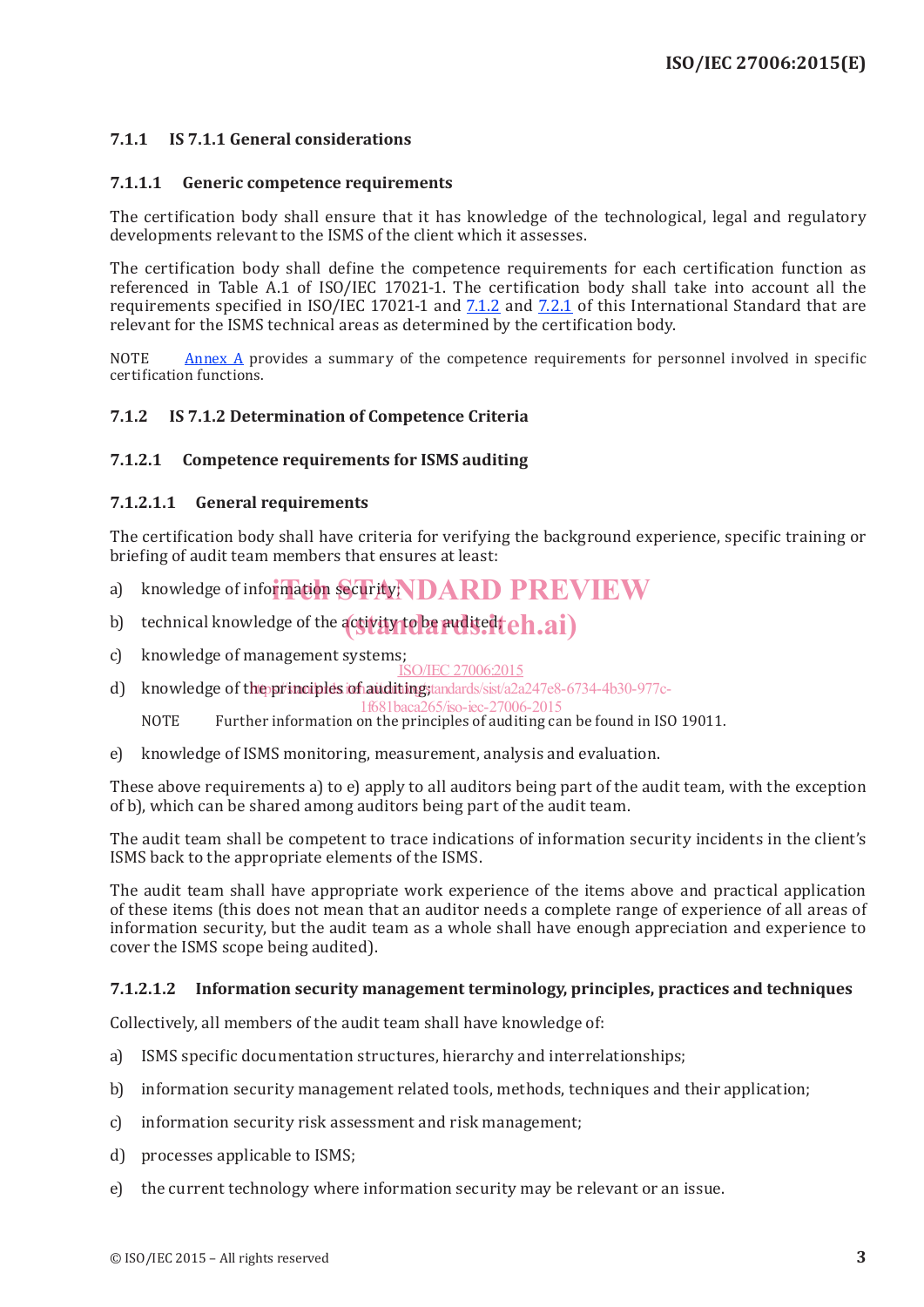### 7.1.1 IS 7.1.1 General considerations

#### 7.1.1.1 Generic competence requirements

The certification body shall ensure that it has knowledge of the technological, legal and regulatory developments relevant to the ISMS of the client which it assesses.

The certification body shall define the competence requirements for each certification function as referenced in Table A.1 of ISO/IEC 17021-1. The certification body shall take into account all the requirements specified in ISO/IEC 17021-1 and 7.1.2 and 7.2.1 of this International Standard that are relevant for the ISMS technical areas as determined by the certification body.

NOTE Annex A provides a summary of the competence requirements for personnel involved in specific certification functions.

### 7.1.2 IS 7.1.2 Determination of Competence Criteria

#### 7.1.2.1 Competence requirements for ISMS auditing

##### 7.1.2.1.1 General requirements

The certification body shall have criteria for verifying the background experience, specific training or briefing of audit team members that ensures at least:

a) knowledge of information security;

b) technical knowledge of the activity to be audited;

c) knowledge of management systems;

d) knowledge of the principles of auditing;

NOTE Further information on the principles of auditing can be found in ISO 19011.

e) knowledge of ISMS monitoring, measurement, analysis and evaluation.

These above requirements a) to e) apply to all auditors being part of the audit team, with the exception of b), which can be shared among auditors being part of the audit team.

The audit team shall be competent to trace indications of information security incidents in the client's ISMS back to the appropriate elements of the ISMS.

The audit team shall have appropriate work experience of the items above and practical application of these items (this does not mean that an auditor needs a complete range of experience of all areas of information security, but the audit team as a whole shall have enough appreciation and experience to cover the ISMS scope being audited).

##### 7.1.2.1.2 Information security management terminology, principles, practices and techniques

Collectively, all members of the audit team shall have knowledge of:

a) ISMS specific documentation structures, hierarchy and interrelationships;

b) information security management related tools, methods, techniques and their application;

c) information security risk assessment and risk management;

d) processes applicable to ISMS;

e) the current technology where information security may be relevant or an issue.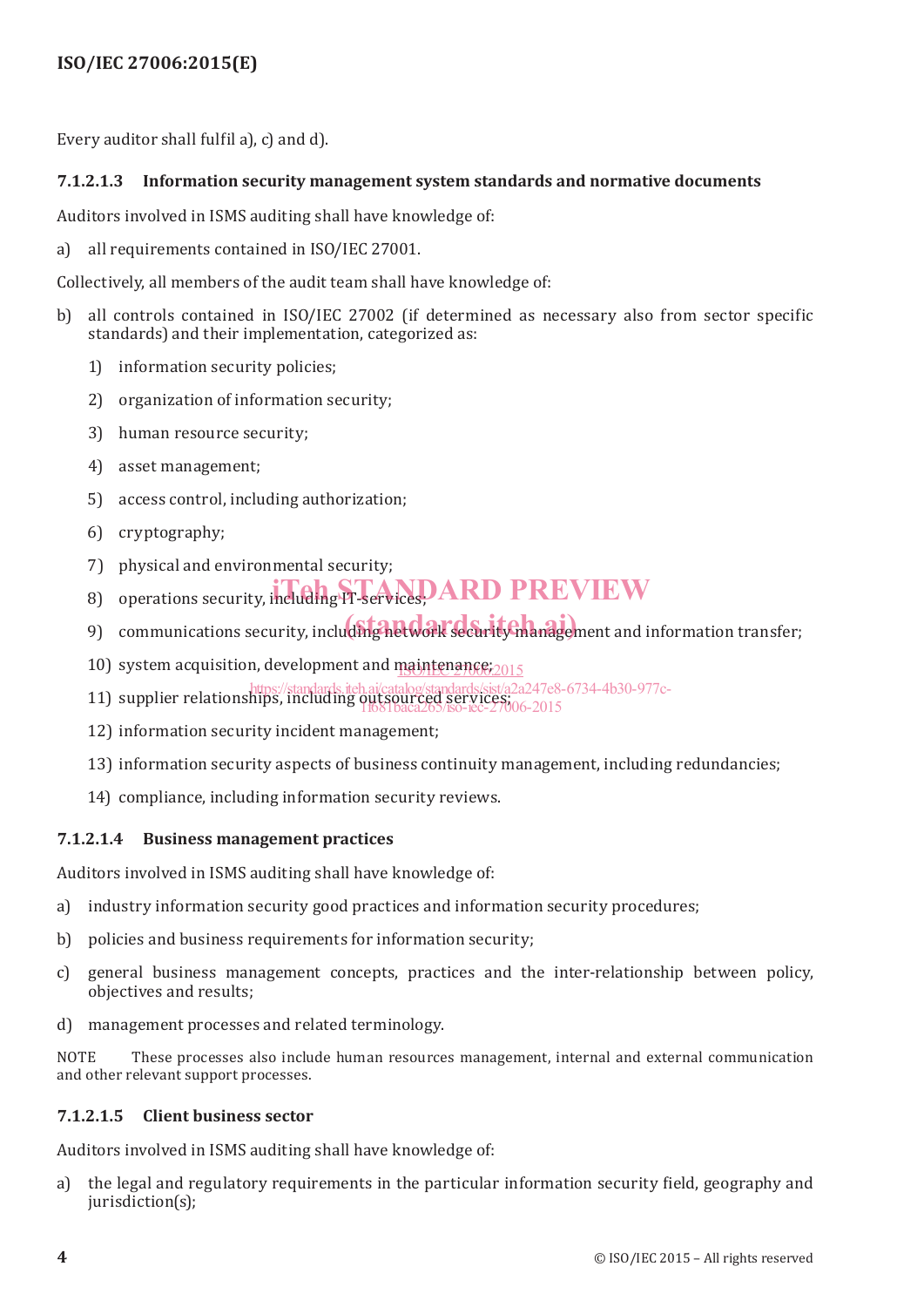Every auditor shall fulfil a), c) and d).

#### 7.1.2.1.3 Information security management system standards and normative documents

Auditors involved in ISMS auditing shall have knowledge of:

a) all requirements contained in ISO/IEC 27001.

Collectively, all members of the audit team shall have knowledge of:

b) all controls contained in ISO/IEC 27002 (if determined as necessary also from sector specific standards) and their implementation, categorized as:

   1) information security policies;

   2) organization of information security;

   3) human resource security;

   4) asset management;

   5) access control, including authorization;

   6) cryptography;

   7) physical and environmental security;

   8) operations security, including IT-services;

   9) communications security, including network security management and information transfer;

   10) system acquisition, development and maintenance;

   11) supplier relationships, including outsourced services;

   12) information security incident management;

   13) information security aspects of business continuity management, including redundancies;

   14) compliance, including information security reviews.

#### 7.1.2.1.4 Business management practices

Auditors involved in ISMS auditing shall have knowledge of:

a) industry information security good practices and information security procedures;

b) policies and business requirements for information security;

c) general business management concepts, practices and the inter-relationship between policy, objectives and results;

d) management processes and related terminology.

NOTE These processes also include human resources management, internal and external communication and other relevant support processes.

#### 7.1.2.1.5 Client business sector

Auditors involved in ISMS auditing shall have knowledge of:

a) the legal and regulatory requirements in the particular information security field, geography and jurisdiction(s);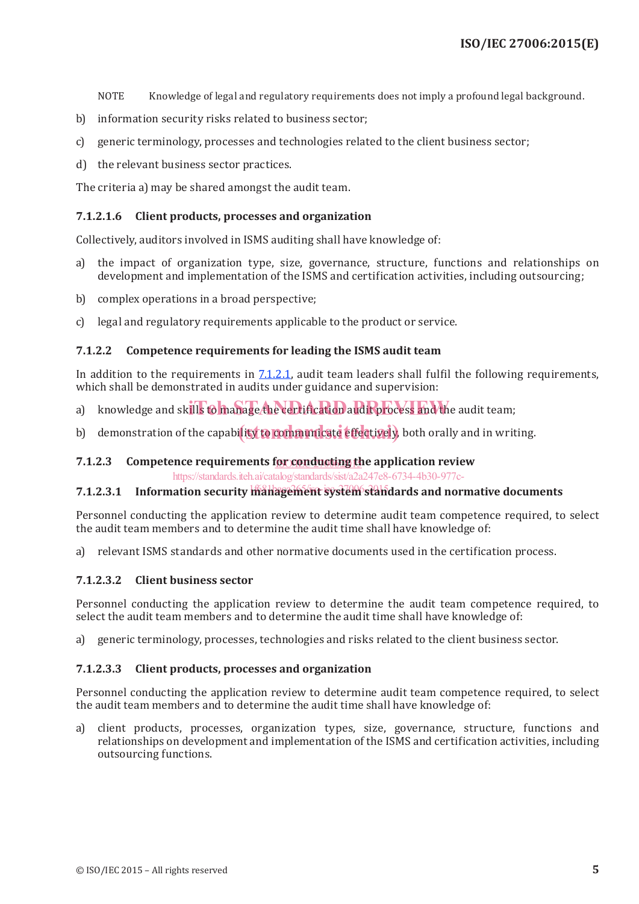NOTE Knowledge of legal and regulatory requirements does not imply a profound legal background.

b) information security risks related to business sector;

c) generic terminology, processes and technologies related to the client business sector;

d) the relevant business sector practices.

The criteria a) may be shared amongst the audit team.

#### 7.1.2.1.6 Client products, processes and organization

Collectively, auditors involved in ISMS auditing shall have knowledge of:

a) the impact of organization type, size, governance, structure, functions and relationships on development and implementation of the ISMS and certification activities, including outsourcing;

b) complex operations in a broad perspective;

c) legal and regulatory requirements applicable to the product or service.

### 7.1.2.2 Competence requirements for leading the ISMS audit team

In addition to the requirements in 7.1.2.1, audit team leaders shall fulfil the following requirements, which shall be demonstrated in audits under guidance and supervision:

a) knowledge and skills to manage the certification audit process and the audit team;

b) demonstration of the capability to communicate effectively, both orally and in writing.

### 7.1.2.3 Competence requirements for conducting the application review

#### 7.1.2.3.1 Information security management system standards and normative documents

Personnel conducting the application review to determine audit team competence required, to select the audit team members and to determine the audit time shall have knowledge of:

a) relevant ISMS standards and other normative documents used in the certification process.

#### 7.1.2.3.2 Client business sector

Personnel conducting the application review to determine the audit team competence required, to select the audit team members and to determine the audit time shall have knowledge of:

a) generic terminology, processes, technologies and risks related to the client business sector.

#### 7.1.2.3.3 Client products, processes and organization

Personnel conducting the application review to determine audit team competence required, to select the audit team members and to determine the audit time shall have knowledge of:

a) client products, processes, organization types, size, governance, structure, functions and relationships on development and implementation of the ISMS and certification activities, including outsourcing functions.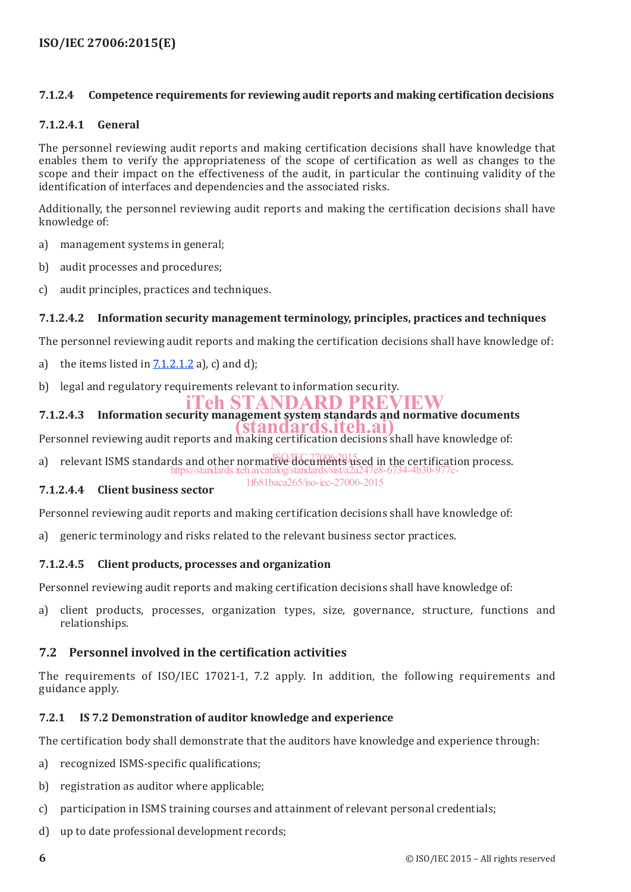#### 7.1.2.4 Competence requirements for reviewing audit reports and making certification decisions

##### 7.1.2.4.1 General

The personnel reviewing audit reports and making certification decisions shall have knowledge that enables them to verify the appropriateness of the scope of certification as well as changes to the scope and their impact on the effectiveness of the audit, in particular the continuing validity of the identification of interfaces and dependencies and the associated risks.

Additionally, the personnel reviewing audit reports and making the certification decisions shall have knowledge of:

a) management systems in general;

b) audit processes and procedures;

c) audit principles, practices and techniques.

##### 7.1.2.4.2 Information security management terminology, principles, practices and techniques

The personnel reviewing audit reports and making the certification decisions shall have knowledge of:

a) the items listed in 7.1.2.1.2 a), c) and d);

b) legal and regulatory requirements relevant to information security.

##### 7.1.2.4.3 Information security management system standards and normative documents

Personnel reviewing audit reports and making certification decisions shall have knowledge of:

a) relevant ISMS standards and other normative documents used in the certification process.

##### 7.1.2.4.4 Client business sector

Personnel reviewing audit reports and making certification decisions shall have knowledge of:

a) generic terminology and risks related to the relevant business sector practices.

##### 7.1.2.4.5 Client products, processes and organization

Personnel reviewing audit reports and making certification decisions shall have knowledge of:

a) client products, processes, organization types, size, governance, structure, functions and relationships.

### 7.2 Personnel involved in the certification activities

The requirements of ISO/IEC 17021-1, 7.2 apply. In addition, the following requirements and guidance apply.

#### 7.2.1 IS 7.2 Demonstration of auditor knowledge and experience

The certification body shall demonstrate that the auditors have knowledge and experience through:

a) recognized ISMS-specific qualifications;

b) registration as auditor where applicable;

c) participation in ISMS training courses and attainment of relevant personal credentials;

d) up to date professional development records;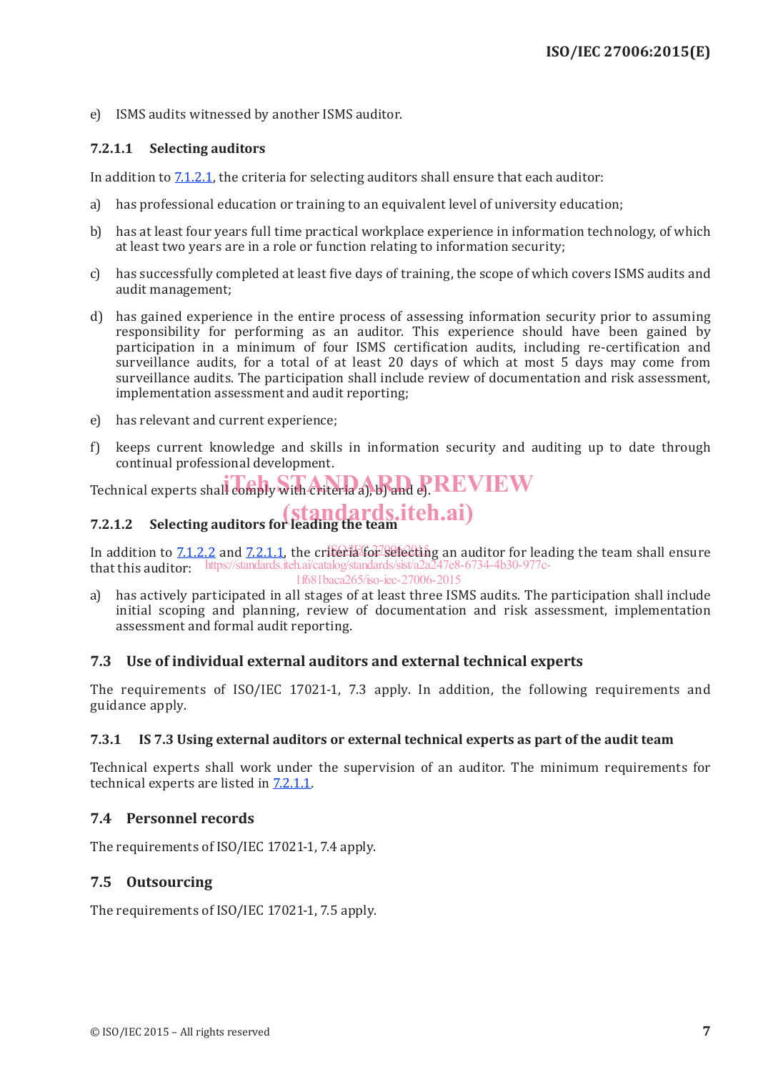e) ISMS audits witnessed by another ISMS auditor.

#### 7.2.1.1 Selecting auditors

In addition to 7.1.2.1, the criteria for selecting auditors shall ensure that each auditor:

a) has professional education or training to an equivalent level of university education;

b) has at least four years full time practical workplace experience in information technology, of which at least two years are in a role or function relating to information security;

c) has successfully completed at least five days of training, the scope of which covers ISMS audits and audit management;

d) has gained experience in the entire process of assessing information security prior to assuming responsibility for performing as an auditor. This experience should have been gained by participation in a minimum of four ISMS certification audits, including re-certification and surveillance audits, for a total of at least 20 days of which at most 5 days may come from surveillance audits. The participation shall include review of documentation and risk assessment, implementation assessment and audit reporting;

e) has relevant and current experience;

f) keeps current knowledge and skills in information security and auditing up to date through continual professional development.

Technical experts shall comply with criteria a), b) and e).

#### 7.2.1.2 Selecting auditors for leading the team

In addition to 7.1.2.2 and 7.2.1.1, the criteria for selecting an auditor for leading the team shall ensure that this auditor:

a) has actively participated in all stages of at least three ISMS audits. The participation shall include initial scoping and planning, review of documentation and risk assessment, implementation assessment and formal audit reporting.

## 7.3 Use of individual external auditors and external technical experts

The requirements of ISO/IEC 17021-1, 7.3 apply. In addition, the following requirements and guidance apply.

### 7.3.1 IS 7.3 Using external auditors or external technical experts as part of the audit team

Technical experts shall work under the supervision of an auditor. The minimum requirements for technical experts are listed in 7.2.1.1.

## 7.4 Personnel records

The requirements of ISO/IEC 17021-1, 7.4 apply.

## 7.5 Outsourcing

The requirements of ISO/IEC 17021-1, 7.5 apply.